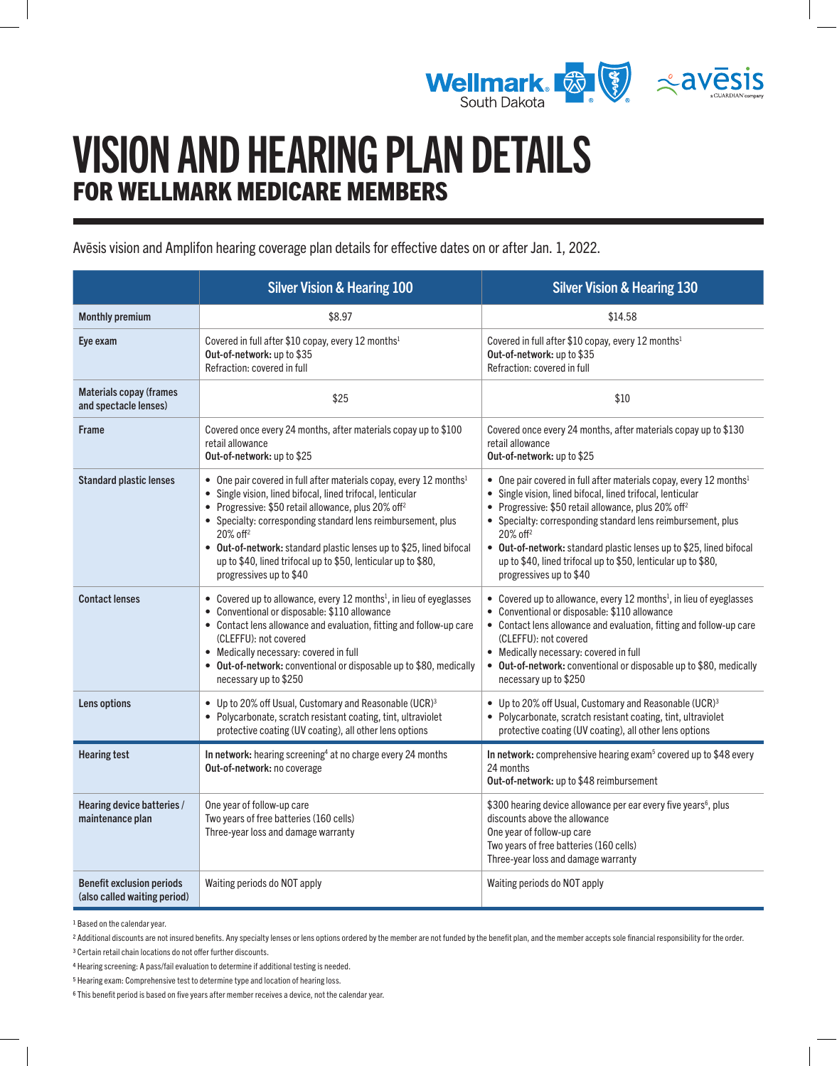# VISION AND HEARING PLAN DETAILS

## FOR WELLMARK MEDICARE MEMBERS

Avēsis vision and Amplifon hearing coverage plan details for effective dates on or after Jan. 1, 2022.

| | Silver Vision & Hearing 100 | Silver Vision & Hearing 130 |
|---|---|---|
| **Monthly premium** | $8.97 | $14.58 |
| **Eye exam** | Covered in full after $10 copay, every 12 months[1]<br>**Out-of-network:** up to $35<br>Refraction: covered in full | Covered in full after $10 copay, every 12 months[1]<br>**Out-of-network:** up to $35<br>Refraction: covered in full |
| **Materials copay (frames and spectacle lenses)** | $25 | $10 |
| **Frame** | Covered once every 24 months, after materials copay up to $100 retail allowance<br>**Out-of-network:** up to $25 | Covered once every 24 months, after materials copay up to $130 retail allowance<br>**Out-of-network:** up to $25 |
| **Standard plastic lenses** | • One pair covered in full after materials copay, every 12 months[1]<br>• Single vision, lined bifocal, lined trifocal, lenticular<br>• Progressive: $50 retail allowance, plus 20% off[2]<br>• Specialty: corresponding standard lens reimbursement, plus 20% off[2]<br>• **Out-of-network:** standard plastic lenses up to $25, lined bifocal up to $40, lined trifocal up to $50, lenticular up to $80, progressives up to $40 | • One pair covered in full after materials copay, every 12 months[1]<br>• Single vision, lined bifocal, lined trifocal, lenticular<br>• Progressive: $50 retail allowance, plus 20% off[2]<br>• Specialty: corresponding standard lens reimbursement, plus 20% off[2]<br>• **Out-of-network:** standard plastic lenses up to $25, lined bifocal up to $40, lined trifocal up to $50, lenticular up to $80, progressives up to $40 |
| **Contact lenses** | • Covered up to allowance, every 12 months[1], in lieu of eyeglasses<br>• Conventional or disposable: $110 allowance<br>• Contact lens allowance and evaluation, fitting and follow-up care (CLEFFU): not covered<br>• Medically necessary: covered in full<br>• **Out-of-network:** conventional or disposable up to $80, medically necessary up to $250 | • Covered up to allowance, every 12 months[1], in lieu of eyeglasses<br>• Conventional or disposable: $110 allowance<br>• Contact lens allowance and evaluation, fitting and follow-up care (CLEFFU): not covered<br>• Medically necessary: covered in full<br>• **Out-of-network:** conventional or disposable up to $80, medically necessary up to $250 |
| **Lens options** | • Up to 20% off Usual, Customary and Reasonable (UCR)[3]<br>• Polycarbonate, scratch resistant coating, tint, ultraviolet protective coating (UV coating), all other lens options | • Up to 20% off Usual, Customary and Reasonable (UCR)[3]<br>• Polycarbonate, scratch resistant coating, tint, ultraviolet protective coating (UV coating), all other lens options |
| **Hearing test** | **In network:** hearing screening[4] at no charge every 24 months<br>**Out-of-network:** no coverage | **In network:** comprehensive hearing exam[5] covered up to $48 every 24 months<br>**Out-of-network:** up to $48 reimbursement |
| **Hearing device batteries / maintenance plan** | One year of follow-up care<br>Two years of free batteries (160 cells)<br>Three-year loss and damage warranty | $300 hearing device allowance per ear every five years[6], plus discounts above the allowance<br>One year of follow-up care<br>Two years of free batteries (160 cells)<br>Three-year loss and damage warranty |
| **Benefit exclusion periods (also called waiting period)** | Waiting periods do NOT apply | Waiting periods do NOT apply |

[1] Based on the calendar year.

[2] Additional discounts are not insured benefits. Any specialty lenses or lens options ordered by the member are not funded by the benefit plan, and the member accepts sole financial responsibility for the order.

[3] Certain retail chain locations do not offer further discounts.

[4] Hearing screening: A pass/fail evaluation to determine if additional testing is needed.

[5] Hearing exam: Comprehensive test to determine type and location of hearing loss.

[6] This benefit period is based on five years after member receives a device, not the calendar year.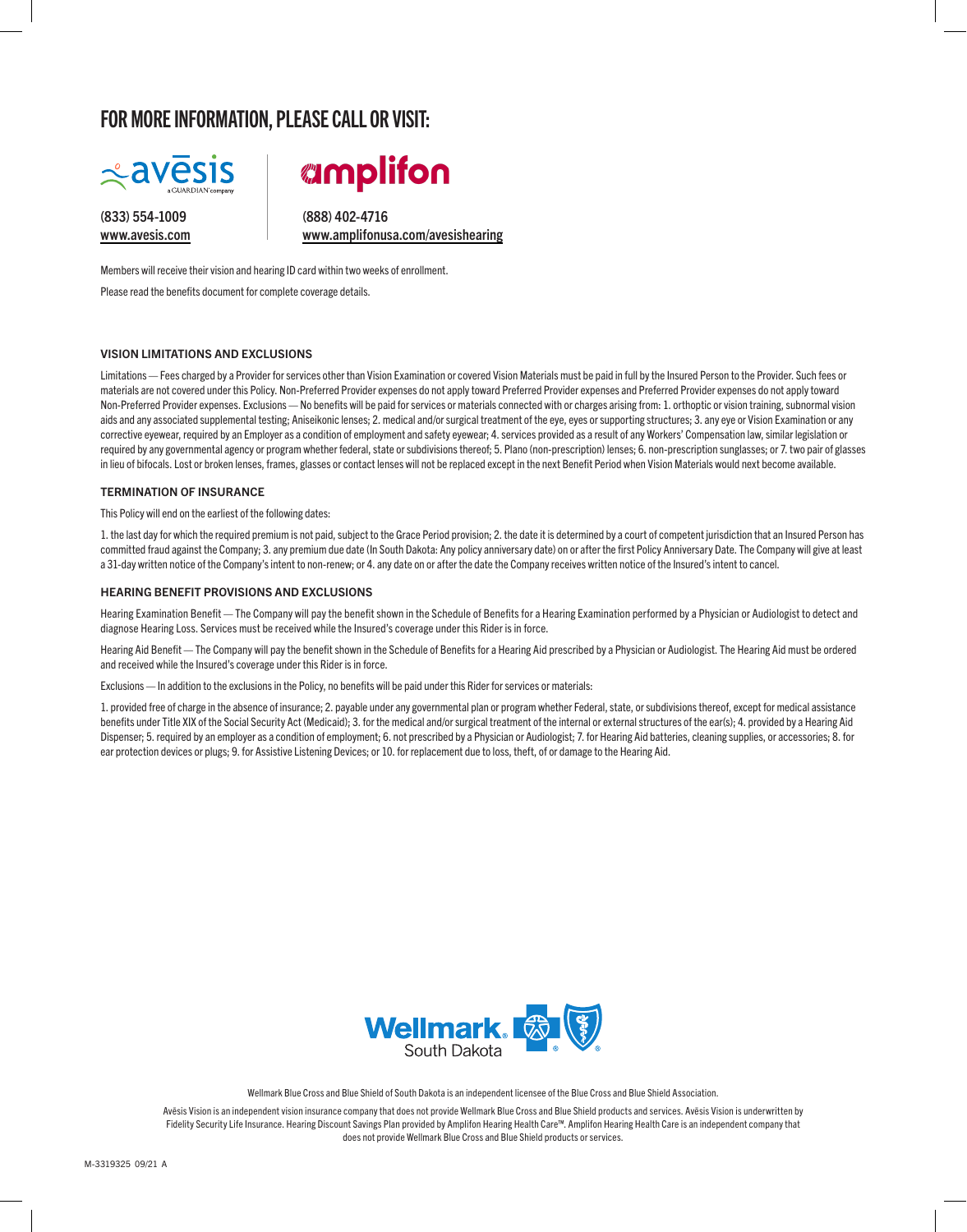# FOR MORE INFORMATION, PLEASE CALL OR VISIT:

avēsis
a GUARDIAN company

(833) 554-1009
www.avesis.com

amplifon

(888) 402-4716
www.amplifonusa.com/avesishearing

Members will receive their vision and hearing ID card within two weeks of enrollment.

Please read the benefits document for complete coverage details.

### VISION LIMITATIONS AND EXCLUSIONS

Limitations — Fees charged by a Provider for services other than Vision Examination or covered Vision Materials must be paid in full by the Insured Person to the Provider. Such fees or materials are not covered under this Policy. Non-Preferred Provider expenses do not apply toward Preferred Provider expenses and Preferred Provider expenses do not apply toward Non-Preferred Provider expenses. Exclusions — No benefits will be paid for services or materials connected with or charges arising from: 1. orthoptic or vision training, subnormal vision aids and any associated supplemental testing; Aniseikonic lenses; 2. medical and/or surgical treatment of the eye, eyes or supporting structures; 3. any eye or Vision Examination or any corrective eyewear, required by an Employer as a condition of employment and safety eyewear; 4. services provided as a result of any Workers' Compensation law, similar legislation or required by any governmental agency or program whether federal, state or subdivisions thereof; 5. Plano (non-prescription) lenses; 6. non-prescription sunglasses; or 7. two pair of glasses in lieu of bifocals. Lost or broken lenses, frames, glasses or contact lenses will not be replaced except in the next Benefit Period when Vision Materials would next become available.

### TERMINATION OF INSURANCE

This Policy will end on the earliest of the following dates:

1. the last day for which the required premium is not paid, subject to the Grace Period provision; 2. the date it is determined by a court of competent jurisdiction that an Insured Person has committed fraud against the Company; 3. any premium due date (In South Dakota: Any policy anniversary date) on or after the first Policy Anniversary Date. The Company will give at least a 31-day written notice of the Company's intent to non-renew; or 4. any date on or after the date the Company receives written notice of the Insured's intent to cancel.

### HEARING BENEFIT PROVISIONS AND EXCLUSIONS

Hearing Examination Benefit — The Company will pay the benefit shown in the Schedule of Benefits for a Hearing Examination performed by a Physician or Audiologist to detect and diagnose Hearing Loss. Services must be received while the Insured's coverage under this Rider is in force.

Hearing Aid Benefit — The Company will pay the benefit shown in the Schedule of Benefits for a Hearing Aid prescribed by a Physician or Audiologist. The Hearing Aid must be ordered and received while the Insured's coverage under this Rider is in force.

Exclusions — In addition to the exclusions in the Policy, no benefits will be paid under this Rider for services or materials:

1. provided free of charge in the absence of insurance; 2. payable under any governmental plan or program whether Federal, state, or subdivisions thereof, except for medical assistance benefits under Title XIX of the Social Security Act (Medicaid); 3. for the medical and/or surgical treatment of the internal or external structures of the ear(s); 4. provided by a Hearing Aid Dispenser; 5. required by an employer as a condition of employment; 6. not prescribed by a Physician or Audiologist; 7. for Hearing Aid batteries, cleaning supplies, or accessories; 8. for ear protection devices or plugs; 9. for Assistive Listening Devices; or 10. for replacement due to loss, theft, of or damage to the Hearing Aid.

Wellmark® South Dakota

Wellmark Blue Cross and Blue Shield of South Dakota is an independent licensee of the Blue Cross and Blue Shield Association.

Avēsis Vision is an independent vision insurance company that does not provide Wellmark Blue Cross and Blue Shield products and services. Avēsis Vision is underwritten by Fidelity Security Life Insurance. Hearing Discount Savings Plan provided by Amplifon Hearing Health Care™. Amplifon Hearing Health Care is an independent company that does not provide Wellmark Blue Cross and Blue Shield products or services.

M-3319325 09/21 A